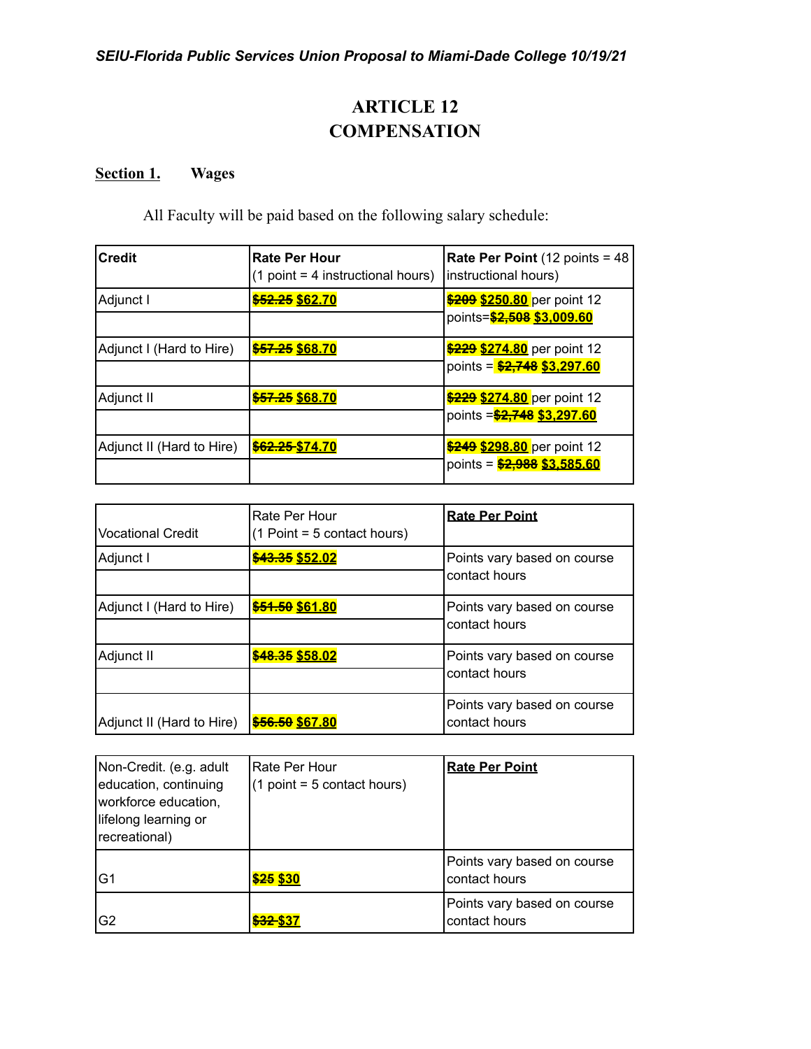*SEIU-Florida Public Services Union Proposal to Miami-Dade College 10/19/21*

# ARTICLE 12
# COMPENSATION

**Section 1.** **Wages**

All Faculty will be paid based on the following salary schedule:

| **Credit** | **Rate Per Hour** (1 point = 4 instructional hours) | **Rate Per Point** (12 points = 48 instructional hours) |
|---|---|---|
| Adjunct I | ~~**$52.25**~~ **$62.70** | ~~**$209**~~ **$250.80** per point 12 points=~~**$2,508**~~ **$3,009.60** |
| Adjunct I (Hard to Hire) | ~~**$57.25**~~ **$68.70** | ~~**$229**~~ **$274.80** per point 12 points = ~~**$2,748**~~ **$3,297.60** |
| Adjunct II | ~~**$57.25**~~ **$68.70** | ~~**$229**~~ **$274.80** per point 12 points =~~**$2,748**~~ **$3,297.60** |
| Adjunct II (Hard to Hire) | ~~**$62.25**~~ **$74.70** | ~~**$249**~~ **$298.80** per point 12 points = ~~**$2,988**~~ **$3,585.60** |

| Vocational Credit | Rate Per Hour (1 Point = 5 contact hours) | **Rate Per Point** |
|---|---|---|
| Adjunct I | ~~**$43.35**~~ **$52.02** | Points vary based on course contact hours |
| Adjunct I (Hard to Hire) | ~~**$51.50**~~ **$61.80** | Points vary based on course contact hours |
| Adjunct II | ~~**$48.35**~~ **$58.02** | Points vary based on course contact hours |
| Adjunct II (Hard to Hire) | ~~**$56.50**~~ **$67.80** | Points vary based on course contact hours |

| Non-Credit. (e.g. adult education, continuing workforce education, lifelong learning or recreational) | Rate Per Hour (1 point = 5 contact hours) | **Rate Per Point** |
|---|---|---|
| G1 | ~~**$25**~~ **$30** | Points vary based on course contact hours |
| G2 | ~~**$32**~~ **$37** | Points vary based on course contact hours |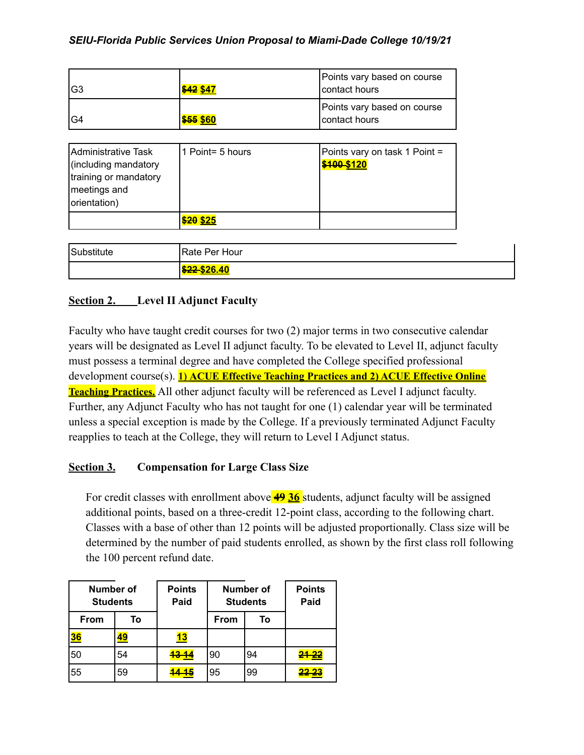| G3 | ~~$42~~ $47 | Points vary based on course contact hours |
|---|---|---|
| G4 | ~~$55~~ $60 | Points vary based on course contact hours |

| Administrative Task (including mandatory training or mandatory meetings and orientation) | 1 Point= 5 hours | Points vary on task 1 Point = ~~$100~~ $120 |
|---|---|---|
| | ~~$20~~ $25 | |

| Substitute | Rate Per Hour |
|---|---|
| | ~~$22~~ $26.40 |

## Section 2. Level II Adjunct Faculty

Faculty who have taught credit courses for two (2) major terms in two consecutive calendar years will be designated as Level II adjunct faculty. To be elevated to Level II, adjunct faculty must possess a terminal degree and have completed the College specified professional development course(s). **1) ACUE Effective Teaching Practices and 2) ACUE Effective Online Teaching Practices.** All other adjunct faculty will be referenced as Level I adjunct faculty. Further, any Adjunct Faculty who has not taught for one (1) calendar year will be terminated unless a special exception is made by the College. If a previously terminated Adjunct Faculty reapplies to teach at the College, they will return to Level I Adjunct status.

## Section 3. Compensation for Large Class Size

For credit classes with enrollment above ~~49~~ **36** students, adjunct faculty will be assigned additional points, based on a three-credit 12-point class, according to the following chart. Classes with a base of other than 12 points will be adjusted proportionally. Class size will be determined by the number of paid students enrolled, as shown by the first class roll following the 100 percent refund date.

| Number of Students | | Points Paid | Number of Students | | Points Paid |
|---|---|---|---|---|---|
| From | To | | From | To | |
| **36** | **49** | **13** | | | |
| 50 | 54 | ~~13~~ 14 | 90 | 94 | ~~21~~ 22 |
| 55 | 59 | ~~14~~ 15 | 95 | 99 | ~~22~~ 23 |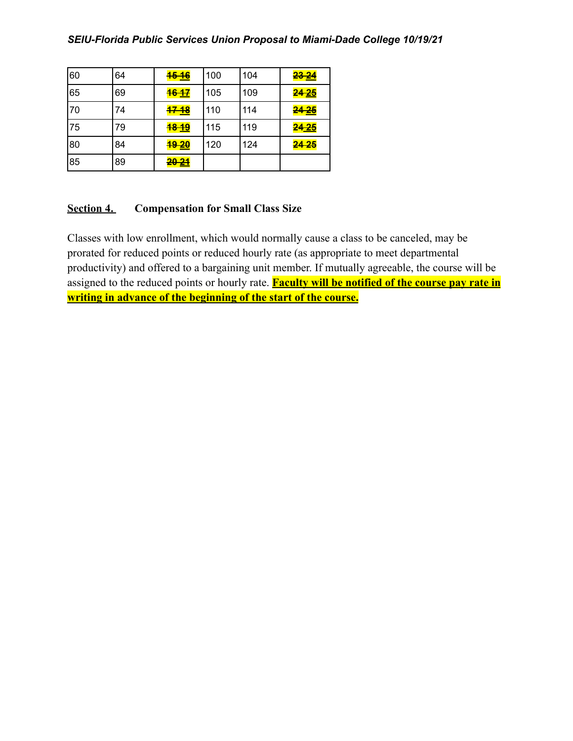| | | | | | |
|---|---|---|---|---|---|
| 60 | 64 | ~~15~~ **16** | 100 | 104 | ~~23~~ **24** |
| 65 | 69 | ~~16~~ **17** | 105 | 109 | ~~24~~ **25** |
| 70 | 74 | ~~17~~ **18** | 110 | 114 | ~~24~~ **25** |
| 75 | 79 | ~~18~~ **19** | 115 | 119 | ~~24~~ **25** |
| 80 | 84 | ~~19~~ **20** | 120 | 124 | ~~24~~ **25** |
| 85 | 89 | ~~20~~ **21** | | | |

**Section 4.** **Compensation for Small Class Size**

Classes with low enrollment, which would normally cause a class to be canceled, may be prorated for reduced points or reduced hourly rate (as appropriate to meet departmental productivity) and offered to a bargaining unit member. If mutually agreeable, the course will be assigned to the reduced points or hourly rate. **Faculty will be notified of the course pay rate in writing in advance of the beginning of the start of the course.**